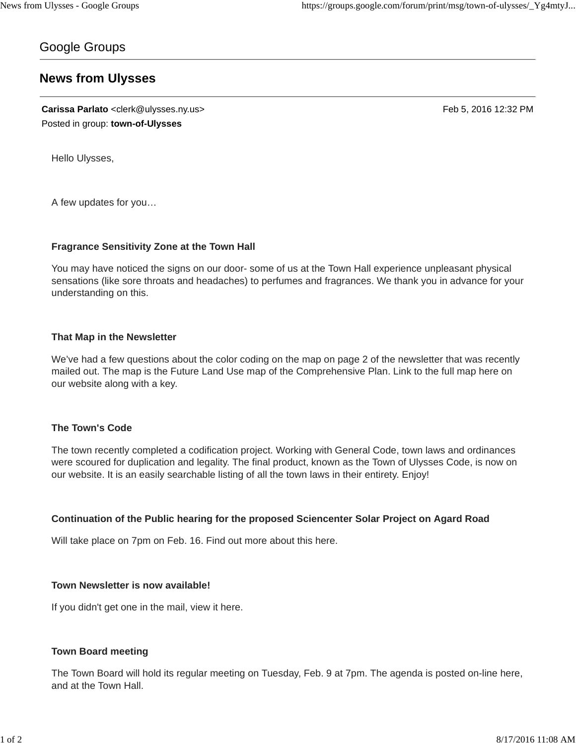Google Groups

# News from Ulysses

**Carissa Parlato** <clerk@ulysses.ny.us> Feb 5, 2016 12:32 PM
Posted in group: **town-of-Ulysses**

Hello Ulysses,

A few updates for you…

**Fragrance Sensitivity Zone at the Town Hall**

You may have noticed the signs on our door- some of us at the Town Hall experience unpleasant physical sensations (like sore throats and headaches) to perfumes and fragrances. We thank you in advance for your understanding on this.

**That Map in the Newsletter**

We've had a few questions about the color coding on the map on page 2 of the newsletter that was recently mailed out. The map is the Future Land Use map of the Comprehensive Plan. Link to the full map here on our website along with a key.

**The Town's Code**

The town recently completed a codification project. Working with General Code, town laws and ordinances were scoured for duplication and legality. The final product, known as the Town of Ulysses Code, is now on our website. It is an easily searchable listing of all the town laws in their entirety. Enjoy!

**Continuation of the Public hearing for the proposed Sciencenter Solar Project on Agard Road**

Will take place on 7pm on Feb. 16. Find out more about this here.

**Town Newsletter is now available!**

If you didn't get one in the mail, view it here.

**Town Board meeting**

The Town Board will hold its regular meeting on Tuesday, Feb. 9 at 7pm. The agenda is posted on-line here, and at the Town Hall.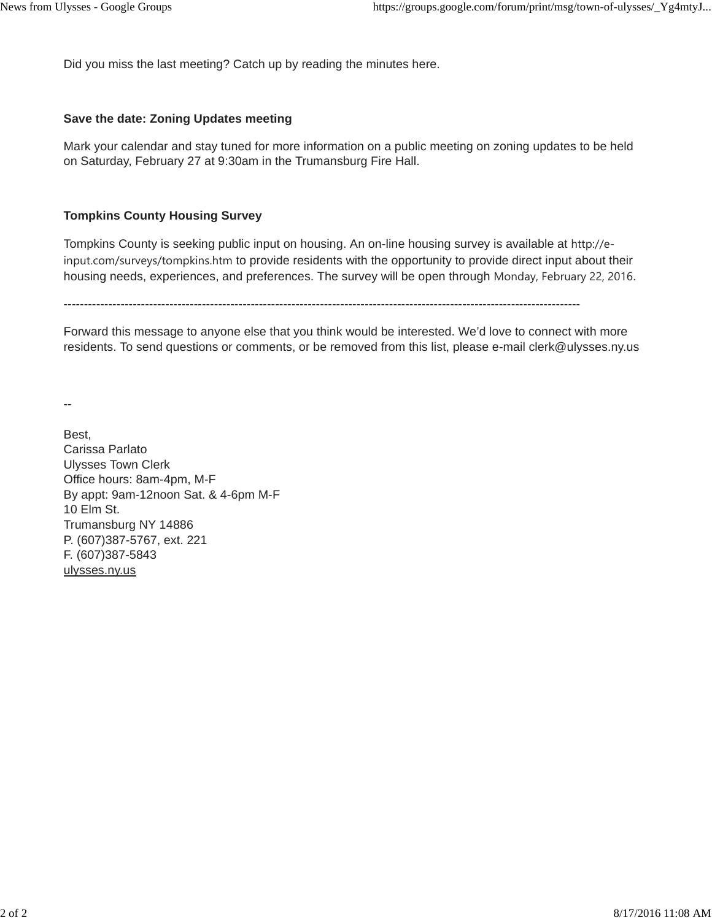Did you miss the last meeting? Catch up by reading the minutes here.

**Save the date: Zoning Updates meeting**

Mark your calendar and stay tuned for more information on a public meeting on zoning updates to be held on Saturday, February 27 at 9:30am in the Trumansburg Fire Hall.

**Tompkins County Housing Survey**

Tompkins County is seeking public input on housing. An on-line housing survey is available at http://e-input.com/surveys/tompkins.htm to provide residents with the opportunity to provide direct input about their housing needs, experiences, and preferences. The survey will be open through Monday, February 22, 2016.

--------------------------------------------------------------------------------------------------------------------------------

Forward this message to anyone else that you think would be interested. We'd love to connect with more residents. To send questions or comments, or be removed from this list, please e-mail clerk@ulysses.ny.us

--

Best,
Carissa Parlato
Ulysses Town Clerk
Office hours: 8am-4pm, M-F
By appt: 9am-12noon Sat. & 4-6pm M-F
10 Elm St.
Trumansburg NY 14886
P. (607)387-5767, ext. 221
F. (607)387-5843
ulysses.ny.us